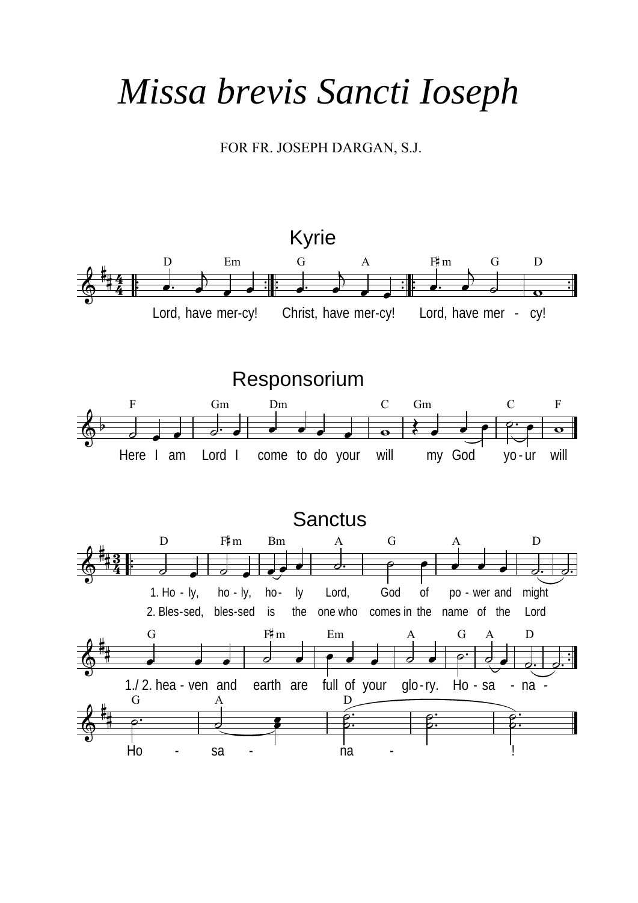# Missa brevis Sancti Ioseph

FOR FR. JOSEPH DARGAN, S.J.

## Kyrie

D Em G A F♯m G D

Lord, have mer-cy! Christ, have mer-cy! Lord, have mer - cy!

## Responsorium

F Gm Dm C Gm C F

Here I am Lord I come to do your will my God yo-ur will

## Sanctus

D F♯m Bm A G A D

1. Ho - ly, ho - ly, ho- ly Lord, God of po - wer and might

2. Bles-sed, bles-sed is the one who comes in the name of the Lord

G F♯m Em A G A D

1./ 2. hea - ven and earth are full of your glo-ry. Ho - sa - na -

G A D

Ho - sa - na - !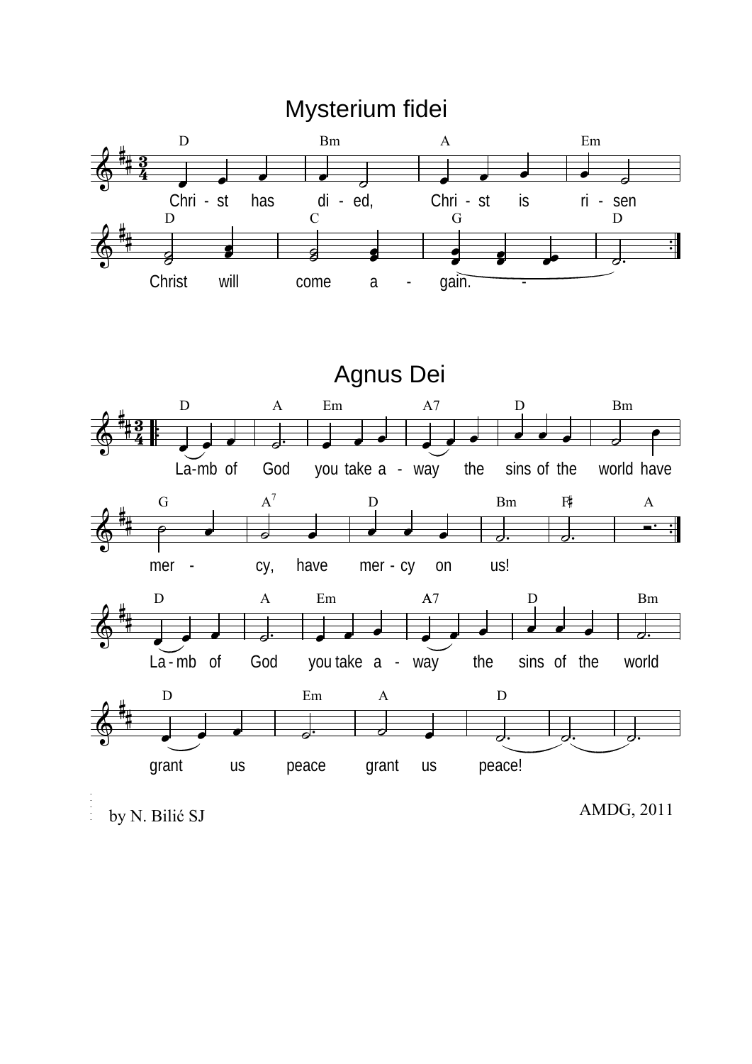# Mysterium fidei

D Bm A Em

Chri - st has di - ed, Chri - st is ri - sen

D C G D

Christ will come a - gain. -

# Agnus Dei

D A Em A7 D Bm

La-mb of God you take a - way the sins of the world have

G A7 D Bm F♯ A

mer - cy, have mer - cy on us!

D A Em A7 D Bm

La - mb of God you take a - way the sins of the world

D Em A D

grant us peace grant us peace!

by N. Bilić SJ

AMDG, 2011